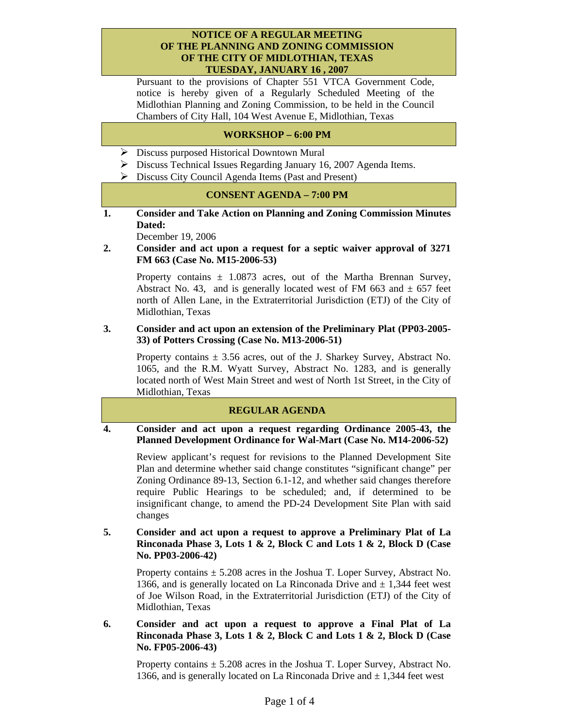# NOTICE OF A REGULAR MEETING OF THE PLANNING AND ZONING COMMISSION OF THE CITY OF MIDLOTHIAN, TEXAS TUESDAY, JANUARY 16 , 2007

Pursuant to the provisions of Chapter 551 VTCA Government Code, notice is hereby given of a Regularly Scheduled Meeting of the Midlothian Planning and Zoning Commission, to be held in the Council Chambers of City Hall, 104 West Avenue E, Midlothian, Texas

## WORKSHOP – 6:00 PM

- Discuss purposed Historical Downtown Mural
- Discuss Technical Issues Regarding January 16, 2007 Agenda Items.
- Discuss City Council Agenda Items (Past and Present)

## CONSENT AGENDA – 7:00 PM

**1. Consider and Take Action on Planning and Zoning Commission Minutes Dated:**

December 19, 2006

**2. Consider and act upon a request for a septic waiver approval of 3271 FM 663 (Case No. M15-2006-53)**

Property contains ± 1.0873 acres, out of the Martha Brennan Survey, Abstract No. 43, and is generally located west of FM 663 and ± 657 feet north of Allen Lane, in the Extraterritorial Jurisdiction (ETJ) of the City of Midlothian, Texas

**3. Consider and act upon an extension of the Preliminary Plat (PP03-2005-33) of Potters Crossing (Case No. M13-2006-51)**

Property contains ± 3.56 acres, out of the J. Sharkey Survey, Abstract No. 1065, and the R.M. Wyatt Survey, Abstract No. 1283, and is generally located north of West Main Street and west of North 1st Street, in the City of Midlothian, Texas

## REGULAR AGENDA

**4. Consider and act upon a request regarding Ordinance 2005-43, the Planned Development Ordinance for Wal-Mart (Case No. M14-2006-52)**

Review applicant's request for revisions to the Planned Development Site Plan and determine whether said change constitutes "significant change" per Zoning Ordinance 89-13, Section 6.1-12, and whether said changes therefore require Public Hearings to be scheduled; and, if determined to be insignificant change, to amend the PD-24 Development Site Plan with said changes

**5. Consider and act upon a request to approve a Preliminary Plat of La Rinconada Phase 3, Lots 1 & 2, Block C and Lots 1 & 2, Block D (Case No. PP03-2006-42)**

Property contains ± 5.208 acres in the Joshua T. Loper Survey, Abstract No. 1366, and is generally located on La Rinconada Drive and ± 1,344 feet west of Joe Wilson Road, in the Extraterritorial Jurisdiction (ETJ) of the City of Midlothian, Texas

**6. Consider and act upon a request to approve a Final Plat of La Rinconada Phase 3, Lots 1 & 2, Block C and Lots 1 & 2, Block D (Case No. FP05-2006-43)**

Property contains ± 5.208 acres in the Joshua T. Loper Survey, Abstract No. 1366, and is generally located on La Rinconada Drive and ± 1,344 feet west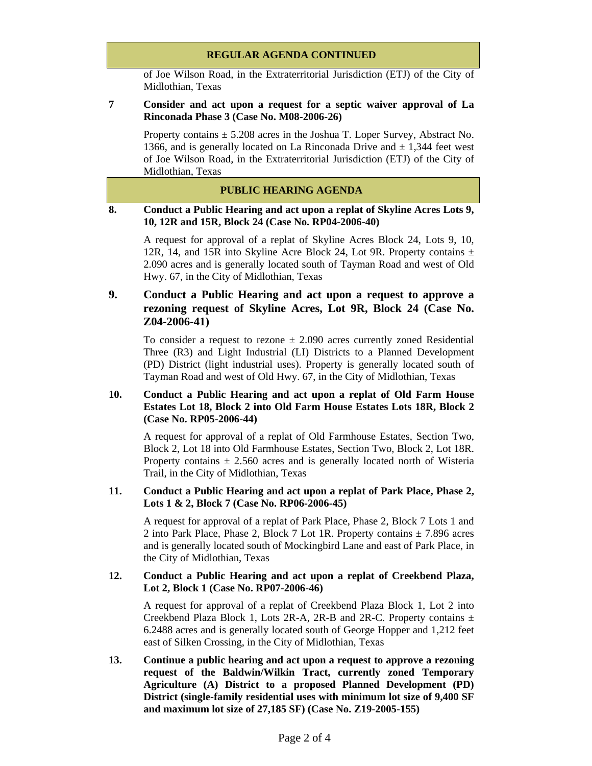## REGULAR AGENDA CONTINUED

of Joe Wilson Road, in the Extraterritorial Jurisdiction (ETJ) of the City of Midlothian, Texas

**7 Consider and act upon a request for a septic waiver approval of La Rinconada Phase 3 (Case No. M08-2006-26)**

Property contains ± 5.208 acres in the Joshua T. Loper Survey, Abstract No. 1366, and is generally located on La Rinconada Drive and ± 1,344 feet west of Joe Wilson Road, in the Extraterritorial Jurisdiction (ETJ) of the City of Midlothian, Texas

## PUBLIC HEARING AGENDA

**8. Conduct a Public Hearing and act upon a replat of Skyline Acres Lots 9, 10, 12R and 15R, Block 24 (Case No. RP04-2006-40)**

A request for approval of a replat of Skyline Acres Block 24, Lots 9, 10, 12R, 14, and 15R into Skyline Acre Block 24, Lot 9R. Property contains ± 2.090 acres and is generally located south of Tayman Road and west of Old Hwy. 67, in the City of Midlothian, Texas

**9. Conduct a Public Hearing and act upon a request to approve a rezoning request of Skyline Acres, Lot 9R, Block 24 (Case No. Z04-2006-41)**

To consider a request to rezone ± 2.090 acres currently zoned Residential Three (R3) and Light Industrial (LI) Districts to a Planned Development (PD) District (light industrial uses). Property is generally located south of Tayman Road and west of Old Hwy. 67, in the City of Midlothian, Texas

**10. Conduct a Public Hearing and act upon a replat of Old Farm House Estates Lot 18, Block 2 into Old Farm House Estates Lots 18R, Block 2 (Case No. RP05-2006-44)**

A request for approval of a replat of Old Farmhouse Estates, Section Two, Block 2, Lot 18 into Old Farmhouse Estates, Section Two, Block 2, Lot 18R. Property contains ± 2.560 acres and is generally located north of Wisteria Trail, in the City of Midlothian, Texas

**11. Conduct a Public Hearing and act upon a replat of Park Place, Phase 2, Lots 1 & 2, Block 7 (Case No. RP06-2006-45)**

A request for approval of a replat of Park Place, Phase 2, Block 7 Lots 1 and 2 into Park Place, Phase 2, Block 7 Lot 1R. Property contains ± 7.896 acres and is generally located south of Mockingbird Lane and east of Park Place, in the City of Midlothian, Texas

**12. Conduct a Public Hearing and act upon a replat of Creekbend Plaza, Lot 2, Block 1 (Case No. RP07-2006-46)**

A request for approval of a replat of Creekbend Plaza Block 1, Lot 2 into Creekbend Plaza Block 1, Lots 2R-A, 2R-B and 2R-C. Property contains ± 6.2488 acres and is generally located south of George Hopper and 1,212 feet east of Silken Crossing, in the City of Midlothian, Texas

**13. Continue a public hearing and act upon a request to approve a rezoning request of the Baldwin/Wilkin Tract, currently zoned Temporary Agriculture (A) District to a proposed Planned Development (PD) District (single-family residential uses with minimum lot size of 9,400 SF and maximum lot size of 27,185 SF) (Case No. Z19-2005-155)**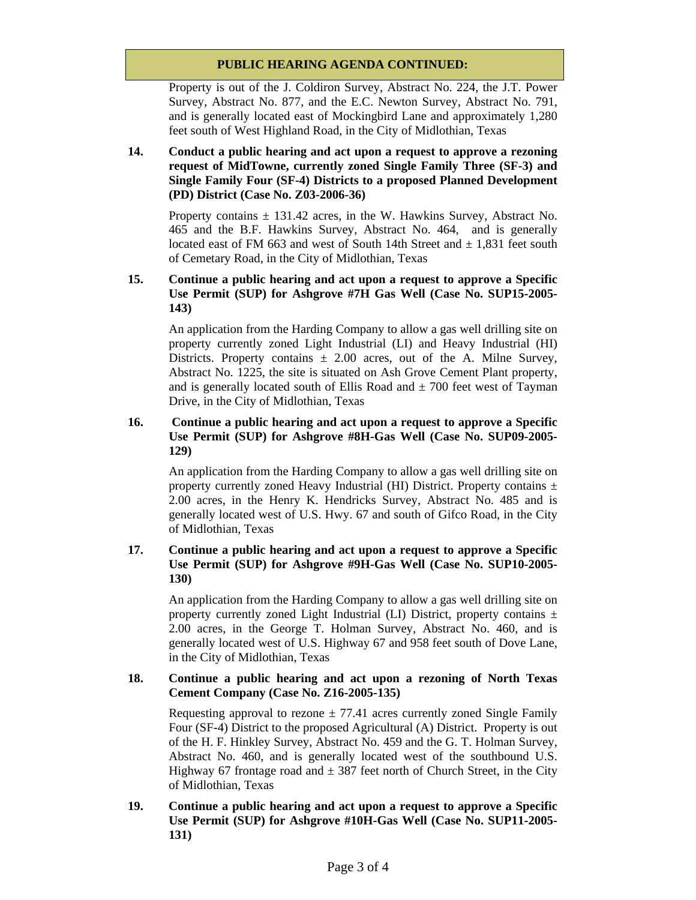**PUBLIC HEARING AGENDA CONTINUED:**

Property is out of the J. Coldiron Survey, Abstract No. 224, the J.T. Power Survey, Abstract No. 877, and the E.C. Newton Survey, Abstract No. 791, and is generally located east of Mockingbird Lane and approximately 1,280 feet south of West Highland Road, in the City of Midlothian, Texas

**14. Conduct a public hearing and act upon a request to approve a rezoning request of MidTowne, currently zoned Single Family Three (SF-3) and Single Family Four (SF-4) Districts to a proposed Planned Development (PD) District (Case No. Z03-2006-36)**

Property contains ± 131.42 acres, in the W. Hawkins Survey, Abstract No. 465 and the B.F. Hawkins Survey, Abstract No. 464, and is generally located east of FM 663 and west of South 14th Street and ± 1,831 feet south of Cemetary Road, in the City of Midlothian, Texas

**15. Continue a public hearing and act upon a request to approve a Specific Use Permit (SUP) for Ashgrove #7H Gas Well (Case No. SUP15-2005-143)**

An application from the Harding Company to allow a gas well drilling site on property currently zoned Light Industrial (LI) and Heavy Industrial (HI) Districts. Property contains ± 2.00 acres, out of the A. Milne Survey, Abstract No. 1225, the site is situated on Ash Grove Cement Plant property, and is generally located south of Ellis Road and ± 700 feet west of Tayman Drive, in the City of Midlothian, Texas

**16. Continue a public hearing and act upon a request to approve a Specific Use Permit (SUP) for Ashgrove #8H-Gas Well (Case No. SUP09-2005-129)**

An application from the Harding Company to allow a gas well drilling site on property currently zoned Heavy Industrial (HI) District. Property contains ± 2.00 acres, in the Henry K. Hendricks Survey, Abstract No. 485 and is generally located west of U.S. Hwy. 67 and south of Gifco Road, in the City of Midlothian, Texas

**17. Continue a public hearing and act upon a request to approve a Specific Use Permit (SUP) for Ashgrove #9H-Gas Well (Case No. SUP10-2005-130)**

An application from the Harding Company to allow a gas well drilling site on property currently zoned Light Industrial (LI) District, property contains ± 2.00 acres, in the George T. Holman Survey, Abstract No. 460, and is generally located west of U.S. Highway 67 and 958 feet south of Dove Lane, in the City of Midlothian, Texas

**18. Continue a public hearing and act upon a rezoning of North Texas Cement Company (Case No. Z16-2005-135)**

Requesting approval to rezone ± 77.41 acres currently zoned Single Family Four (SF-4) District to the proposed Agricultural (A) District. Property is out of the H. F. Hinkley Survey, Abstract No. 459 and the G. T. Holman Survey, Abstract No. 460, and is generally located west of the southbound U.S. Highway 67 frontage road and ± 387 feet north of Church Street, in the City of Midlothian, Texas

**19. Continue a public hearing and act upon a request to approve a Specific Use Permit (SUP) for Ashgrove #10H-Gas Well (Case No. SUP11-2005-131)**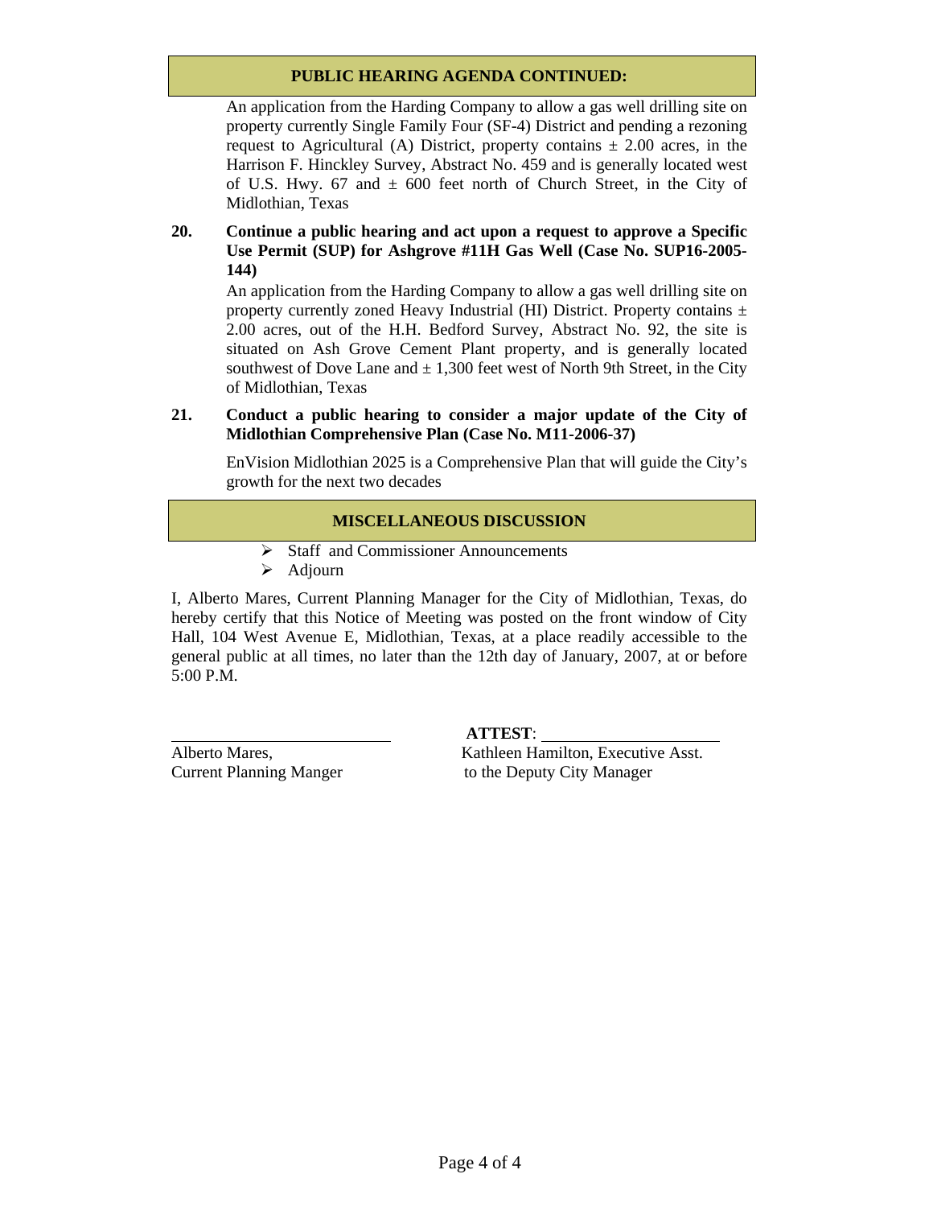## PUBLIC HEARING AGENDA CONTINUED:

An application from the Harding Company to allow a gas well drilling site on property currently Single Family Four (SF-4) District and pending a rezoning request to Agricultural (A) District, property contains ± 2.00 acres, in the Harrison F. Hinckley Survey, Abstract No. 459 and is generally located west of U.S. Hwy. 67 and ± 600 feet north of Church Street, in the City of Midlothian, Texas

**20. Continue a public hearing and act upon a request to approve a Specific Use Permit (SUP) for Ashgrove #11H Gas Well (Case No. SUP16-2005-144)**

An application from the Harding Company to allow a gas well drilling site on property currently zoned Heavy Industrial (HI) District. Property contains ± 2.00 acres, out of the H.H. Bedford Survey, Abstract No. 92, the site is situated on Ash Grove Cement Plant property, and is generally located southwest of Dove Lane and ± 1,300 feet west of North 9th Street, in the City of Midlothian, Texas

**21. Conduct a public hearing to consider a major update of the City of Midlothian Comprehensive Plan (Case No. M11-2006-37)**

EnVision Midlothian 2025 is a Comprehensive Plan that will guide the City's growth for the next two decades

## MISCELLANEOUS DISCUSSION

- Staff and Commissioner Announcements
- Adjourn

I, Alberto Mares, Current Planning Manager for the City of Midlothian, Texas, do hereby certify that this Notice of Meeting was posted on the front window of City Hall, 104 West Avenue E, Midlothian, Texas, at a place readily accessible to the general public at all times, no later than the 12th day of January, 2007, at or before 5:00 P.M.

\_\_\_\_\_\_\_\_\_\_\_\_\_\_\_\_\_\_\_\_\_\_\_\_\_\_\_\_
Alberto Mares,
Current Planning Manger

**ATTEST**: \_\_\_\_\_\_\_\_\_\_\_\_\_\_\_\_\_\_\_\_\_\_
Kathleen Hamilton, Executive Asst.
to the Deputy City Manager